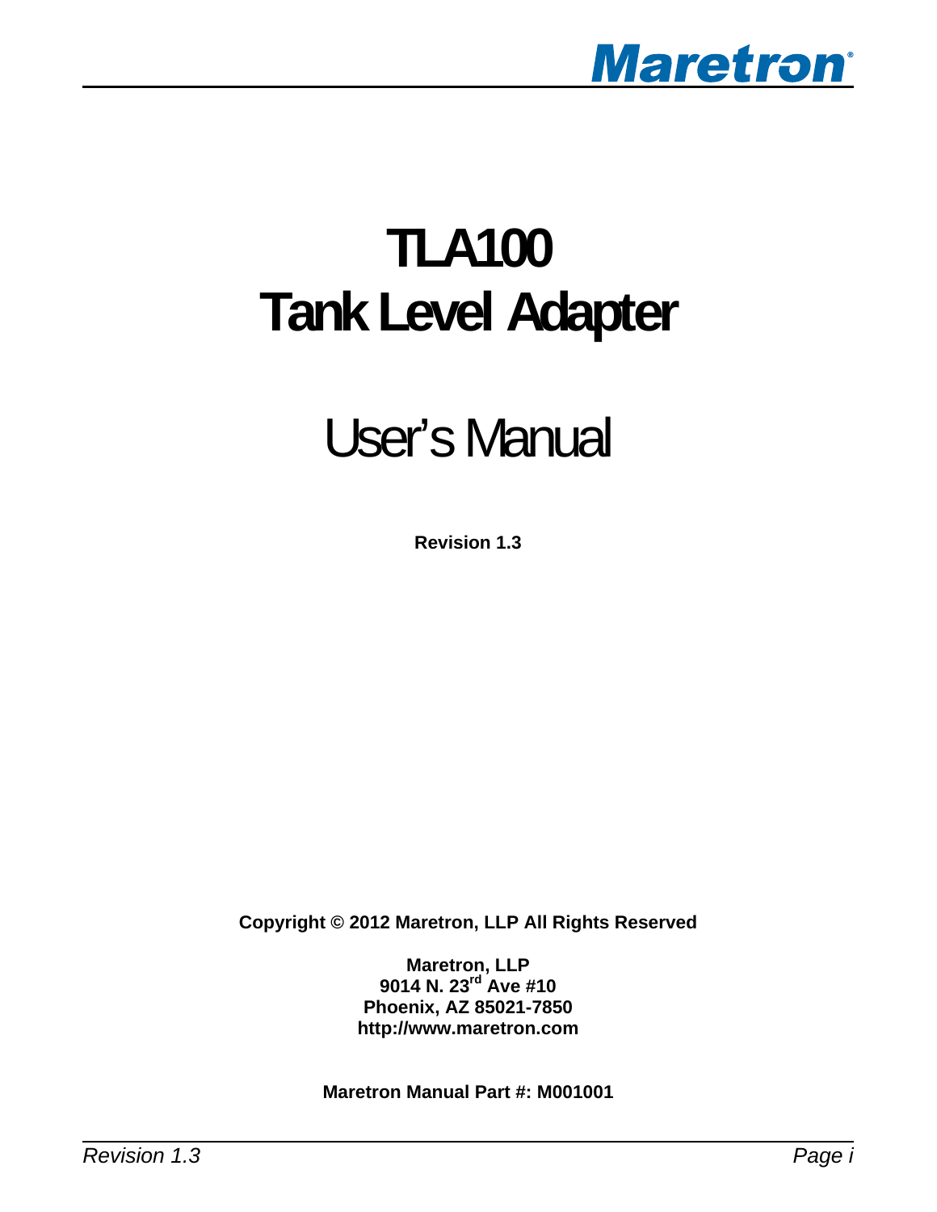# TLA100
# Tank Level Adapter

# User's Manual

**Revision 1.3**

**Copyright © 2012 Maretron, LLP All Rights Reserved**

**Maretron, LLP**
**9014 N. 23rd Ave #10**
**Phoenix, AZ 85021-7850**
**http://www.maretron.com**

**Maretron Manual Part #: M001001**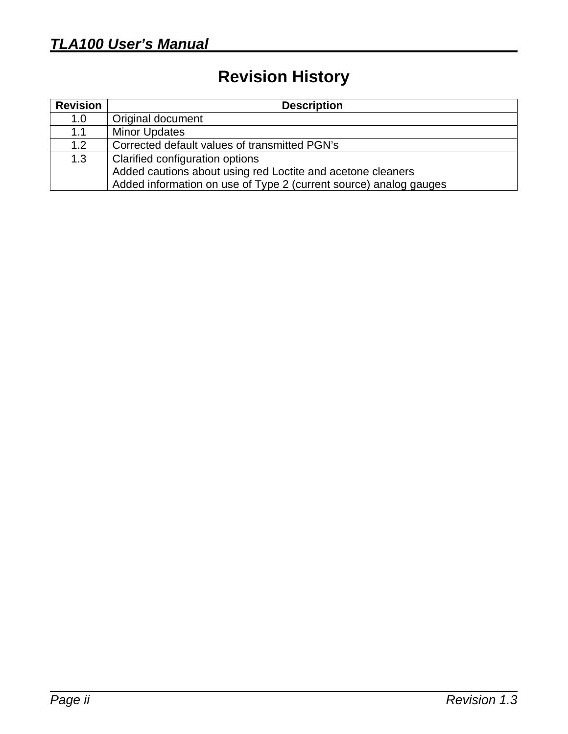# Revision History

| Revision | Description |
|---|---|
| 1.0 | Original document |
| 1.1 | Minor Updates |
| 1.2 | Corrected default values of transmitted PGN's |
| 1.3 | Clarified configuration options<br>Added cautions about using red Loctite and acetone cleaners<br>Added information on use of Type 2 (current source) analog gauges |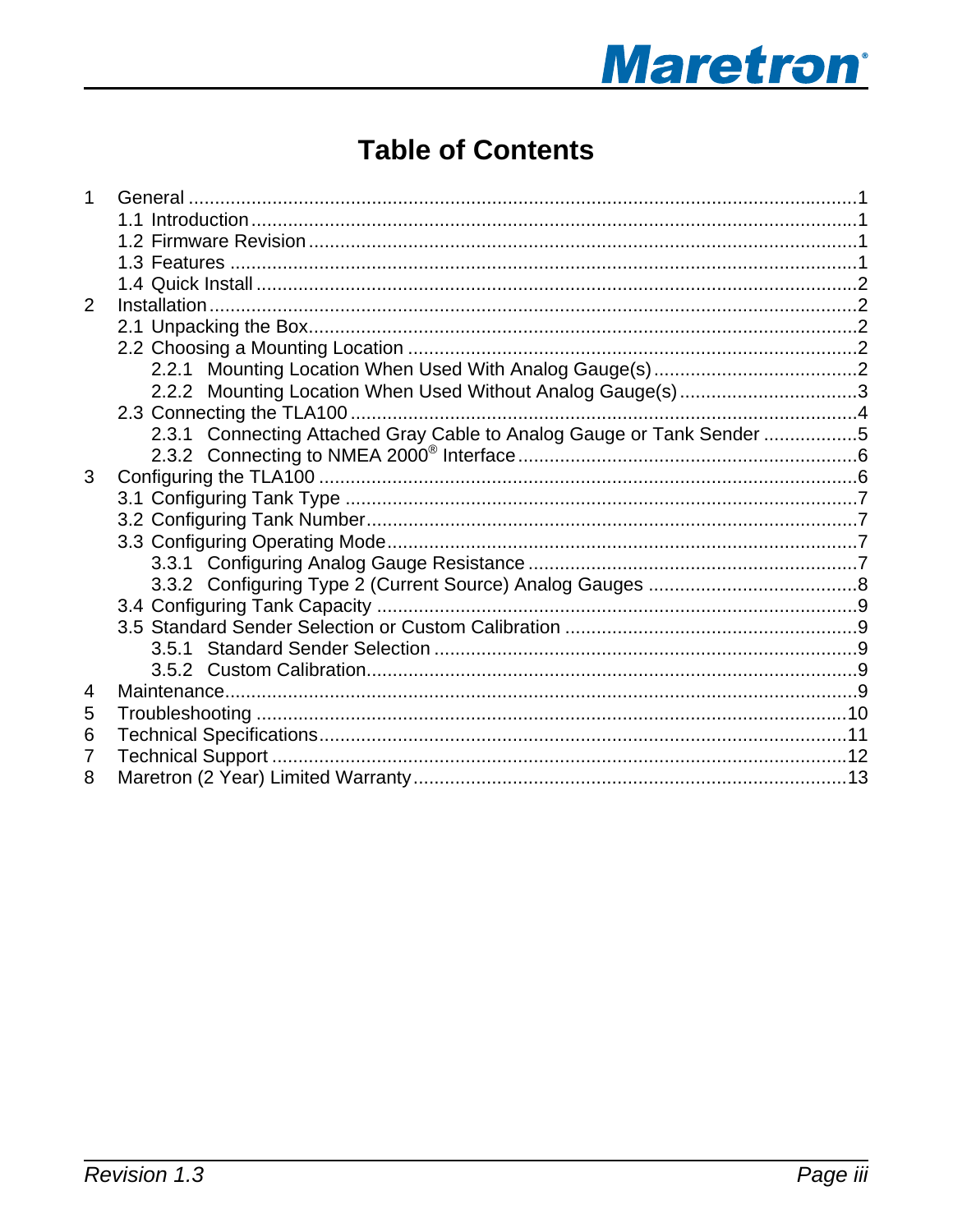# Table of Contents

1 General ....................................................................................................................1
  1.1 Introduction ........................................................................................................1
  1.2 Firmware Revision ..............................................................................................1
  1.3 Features ..............................................................................................................1
  1.4 Quick Install ........................................................................................................2
2 Installation ................................................................................................................2
  2.1 Unpacking the Box ..............................................................................................2
  2.2 Choosing a Mounting Location ...........................................................................2
    2.2.1 Mounting Location When Used With Analog Gauge(s) ....................................2
    2.2.2 Mounting Location When Used Without Analog Gauge(s) ...............................3
  2.3 Connecting the TLA100 ......................................................................................4
    2.3.1 Connecting Attached Gray Cable to Analog Gauge or Tank Sender ................5
    2.3.2 Connecting to NMEA 2000® Interface .............................................................6
3 Configuring the TLA100 ............................................................................................6
  3.1 Configuring Tank Type .......................................................................................7
  3.2 Configuring Tank Number ...................................................................................7
  3.3 Configuring Operating Mode ...............................................................................7
    3.3.1 Configuring Analog Gauge Resistance ............................................................7
    3.3.2 Configuring Type 2 (Current Source) Analog Gauges ......................................8
  3.4 Configuring Tank Capacity .................................................................................9
  3.5 Standard Sender Selection or Custom Calibration .............................................9
    3.5.1 Standard Sender Selection ..............................................................................9
    3.5.2 Custom Calibration ..........................................................................................9
4 Maintenance .............................................................................................................9
5 Troubleshooting ......................................................................................................10
6 Technical Specifications .........................................................................................11
7 Technical Support ...................................................................................................12
8 Maretron (2 Year) Limited Warranty .......................................................................13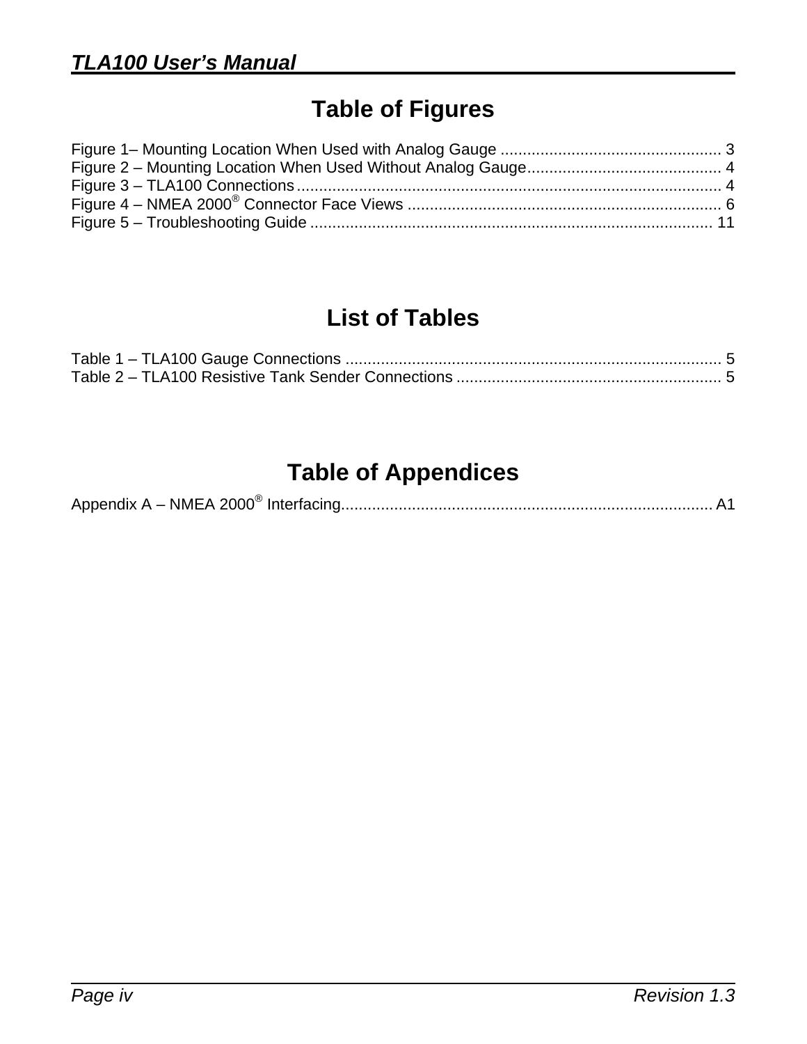# Table of Figures

Figure 1– Mounting Location When Used with Analog Gauge .................................................. 3
Figure 2 – Mounting Location When Used Without Analog Gauge............................................ 4
Figure 3 – TLA100 Connections................................................................................................ 4
Figure 4 – NMEA 2000® Connector Face Views ....................................................................... 6
Figure 5 – Troubleshooting Guide ........................................................................................... 11

# List of Tables

Table 1 – TLA100 Gauge Connections ..................................................................................... 5
Table 2 – TLA100 Resistive Tank Sender Connections ............................................................ 5

# Table of Appendices

Appendix A – NMEA 2000® Interfacing.................................................................................... A1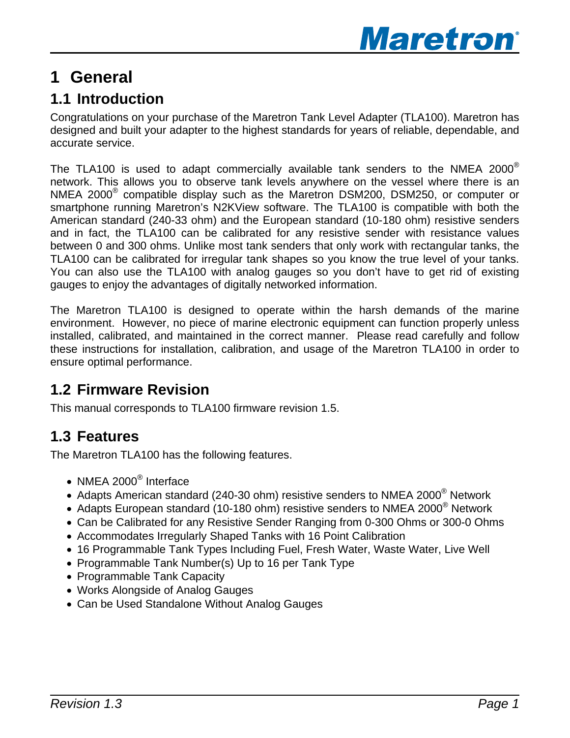# 1 General

## 1.1 Introduction

Congratulations on your purchase of the Maretron Tank Level Adapter (TLA100). Maretron has designed and built your adapter to the highest standards for years of reliable, dependable, and accurate service.

The TLA100 is used to adapt commercially available tank senders to the NMEA 2000® network. This allows you to observe tank levels anywhere on the vessel where there is an NMEA 2000® compatible display such as the Maretron DSM200, DSM250, or computer or smartphone running Maretron's N2KView software. The TLA100 is compatible with both the American standard (240-33 ohm) and the European standard (10-180 ohm) resistive senders and in fact, the TLA100 can be calibrated for any resistive sender with resistance values between 0 and 300 ohms. Unlike most tank senders that only work with rectangular tanks, the TLA100 can be calibrated for irregular tank shapes so you know the true level of your tanks. You can also use the TLA100 with analog gauges so you don't have to get rid of existing gauges to enjoy the advantages of digitally networked information.

The Maretron TLA100 is designed to operate within the harsh demands of the marine environment. However, no piece of marine electronic equipment can function properly unless installed, calibrated, and maintained in the correct manner. Please read carefully and follow these instructions for installation, calibration, and usage of the Maretron TLA100 in order to ensure optimal performance.

## 1.2 Firmware Revision

This manual corresponds to TLA100 firmware revision 1.5.

## 1.3 Features

The Maretron TLA100 has the following features.

- NMEA 2000® Interface
- Adapts American standard (240-30 ohm) resistive senders to NMEA 2000® Network
- Adapts European standard (10-180 ohm) resistive senders to NMEA 2000® Network
- Can be Calibrated for any Resistive Sender Ranging from 0-300 Ohms or 300-0 Ohms
- Accommodates Irregularly Shaped Tanks with 16 Point Calibration
- 16 Programmable Tank Types Including Fuel, Fresh Water, Waste Water, Live Well
- Programmable Tank Number(s) Up to 16 per Tank Type
- Programmable Tank Capacity
- Works Alongside of Analog Gauges
- Can be Used Standalone Without Analog Gauges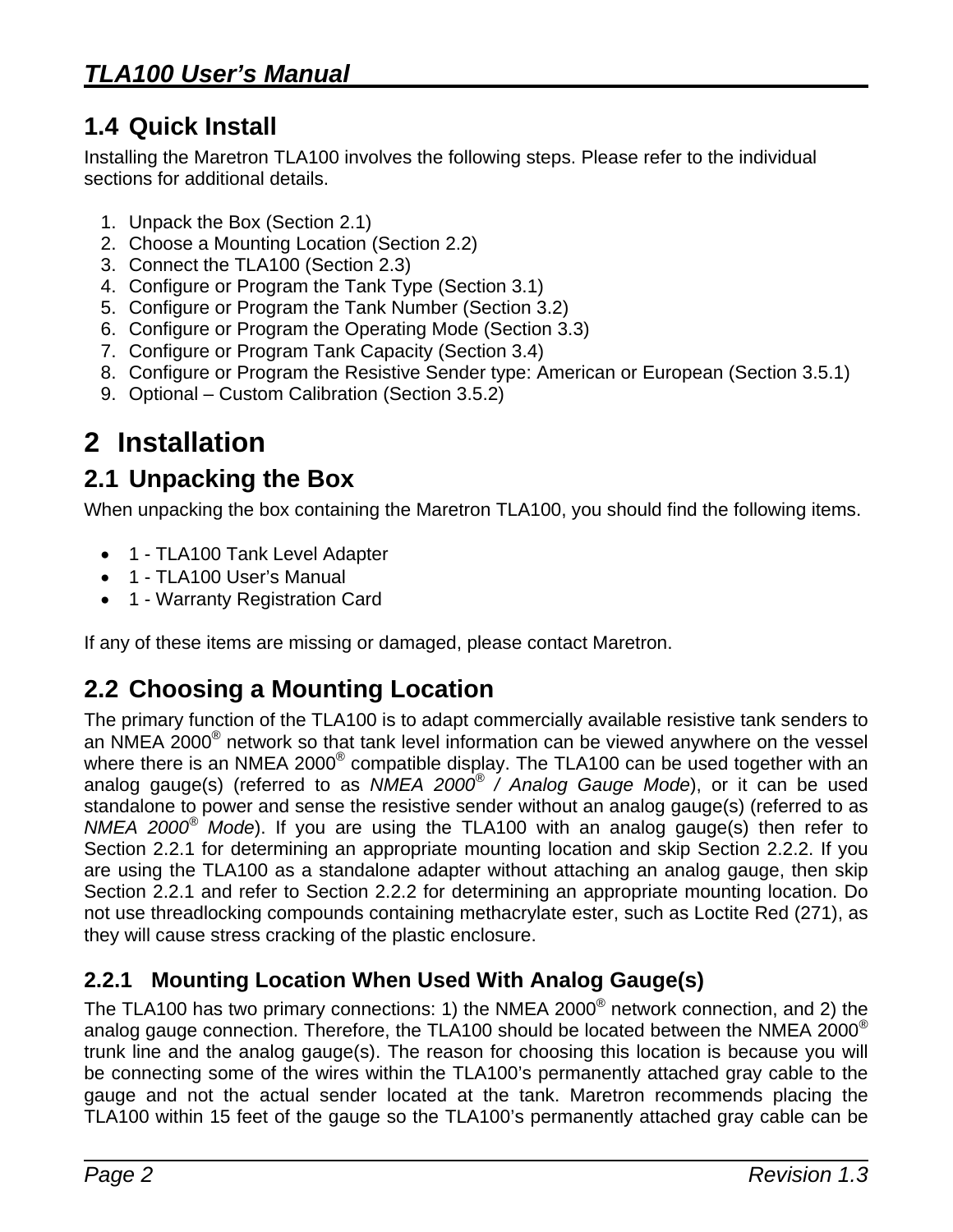## 1.4 Quick Install

Installing the Maretron TLA100 involves the following steps. Please refer to the individual sections for additional details.

1. Unpack the Box (Section 2.1)
2. Choose a Mounting Location (Section 2.2)
3. Connect the TLA100 (Section 2.3)
4. Configure or Program the Tank Type (Section 3.1)
5. Configure or Program the Tank Number (Section 3.2)
6. Configure or Program the Operating Mode (Section 3.3)
7. Configure or Program Tank Capacity (Section 3.4)
8. Configure or Program the Resistive Sender type: American or European (Section 3.5.1)
9. Optional – Custom Calibration (Section 3.5.2)

# 2 Installation

## 2.1 Unpacking the Box

When unpacking the box containing the Maretron TLA100, you should find the following items.

- 1 - TLA100 Tank Level Adapter
- 1 - TLA100 User's Manual
- 1 - Warranty Registration Card

If any of these items are missing or damaged, please contact Maretron.

## 2.2 Choosing a Mounting Location

The primary function of the TLA100 is to adapt commercially available resistive tank senders to an NMEA 2000® network so that tank level information can be viewed anywhere on the vessel where there is an NMEA 2000® compatible display. The TLA100 can be used together with an analog gauge(s) (referred to as *NMEA 2000® / Analog Gauge Mode*), or it can be used standalone to power and sense the resistive sender without an analog gauge(s) (referred to as *NMEA 2000® Mode*). If you are using the TLA100 with an analog gauge(s) then refer to Section 2.2.1 for determining an appropriate mounting location and skip Section 2.2.2. If you are using the TLA100 as a standalone adapter without attaching an analog gauge, then skip Section 2.2.1 and refer to Section 2.2.2 for determining an appropriate mounting location. Do not use threadlocking compounds containing methacrylate ester, such as Loctite Red (271), as they will cause stress cracking of the plastic enclosure.

### 2.2.1 Mounting Location When Used With Analog Gauge(s)

The TLA100 has two primary connections: 1) the NMEA 2000® network connection, and 2) the analog gauge connection. Therefore, the TLA100 should be located between the NMEA 2000® trunk line and the analog gauge(s). The reason for choosing this location is because you will be connecting some of the wires within the TLA100's permanently attached gray cable to the gauge and not the actual sender located at the tank. Maretron recommends placing the TLA100 within 15 feet of the gauge so the TLA100's permanently attached gray cable can be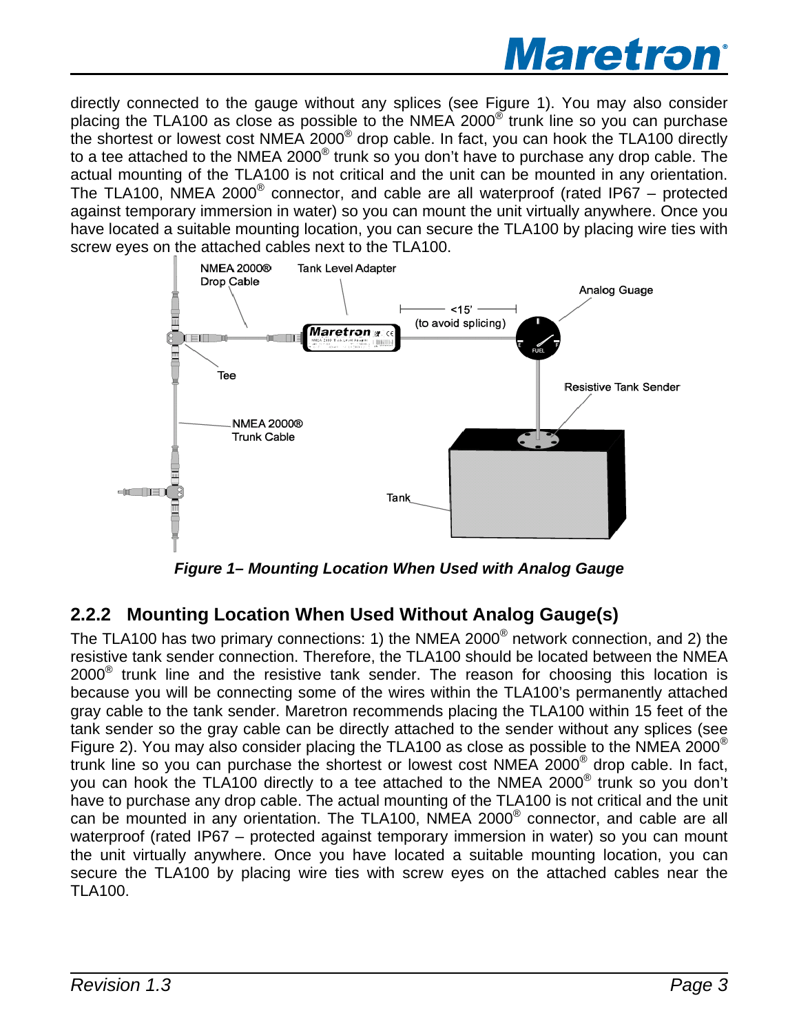directly connected to the gauge without any splices (see Figure 1). You may also consider placing the TLA100 as close as possible to the NMEA 2000® trunk line so you can purchase the shortest or lowest cost NMEA 2000® drop cable. In fact, you can hook the TLA100 directly to a tee attached to the NMEA 2000® trunk so you don't have to purchase any drop cable. The actual mounting of the TLA100 is not critical and the unit can be mounted in any orientation. The TLA100, NMEA 2000® connector, and cable are all waterproof (rated IP67 – protected against temporary immersion in water) so you can mount the unit virtually anywhere. Once you have located a suitable mounting location, you can secure the TLA100 by placing wire ties with screw eyes on the attached cables next to the TLA100.

*Figure 1– Mounting Location When Used with Analog Gauge*

## 2.2.2 Mounting Location When Used Without Analog Gauge(s)

The TLA100 has two primary connections: 1) the NMEA 2000® network connection, and 2) the resistive tank sender connection. Therefore, the TLA100 should be located between the NMEA 2000® trunk line and the resistive tank sender. The reason for choosing this location is because you will be connecting some of the wires within the TLA100's permanently attached gray cable to the tank sender. Maretron recommends placing the TLA100 within 15 feet of the tank sender so the gray cable can be directly attached to the sender without any splices (see Figure 2). You may also consider placing the TLA100 as close as possible to the NMEA 2000® trunk line so you can purchase the shortest or lowest cost NMEA 2000® drop cable. In fact, you can hook the TLA100 directly to a tee attached to the NMEA 2000® trunk so you don't have to purchase any drop cable. The actual mounting of the TLA100 is not critical and the unit can be mounted in any orientation. The TLA100, NMEA 2000® connector, and cable are all waterproof (rated IP67 – protected against temporary immersion in water) so you can mount the unit virtually anywhere. Once you have located a suitable mounting location, you can secure the TLA100 by placing wire ties with screw eyes on the attached cables near the TLA100.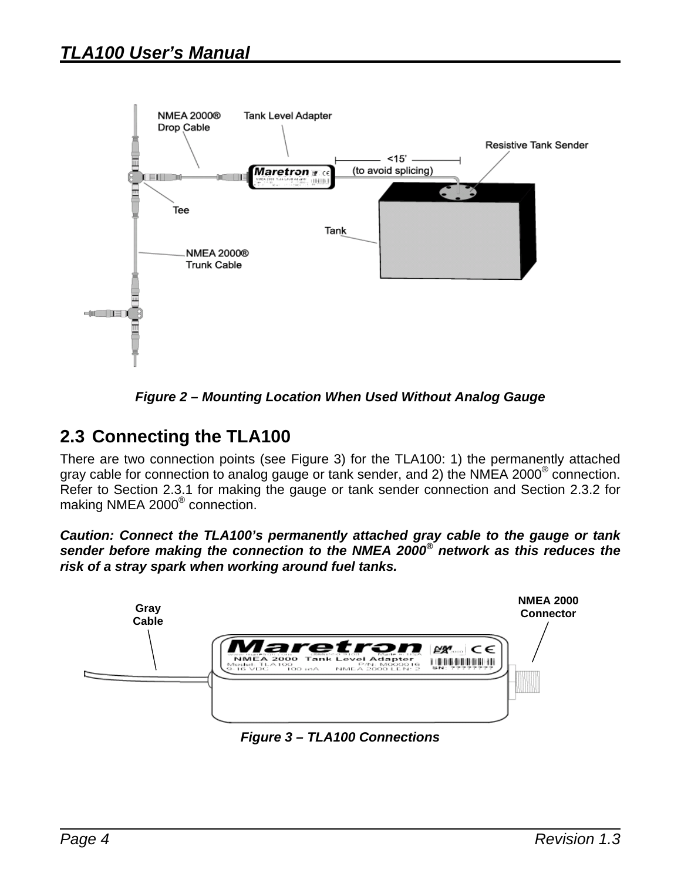Figure 2 – Mounting Location When Used Without Analog Gauge

## 2.3 Connecting the TLA100

There are two connection points (see Figure 3) for the TLA100: 1) the permanently attached gray cable for connection to analog gauge or tank sender, and 2) the NMEA 2000® connection. Refer to Section 2.3.1 for making the gauge or tank sender connection and Section 2.3.2 for making NMEA 2000® connection.

***Caution: Connect the TLA100's permanently attached gray cable to the gauge or tank sender before making the connection to the NMEA 2000® network as this reduces the risk of a stray spark when working around fuel tanks.***

Figure 3 – TLA100 Connections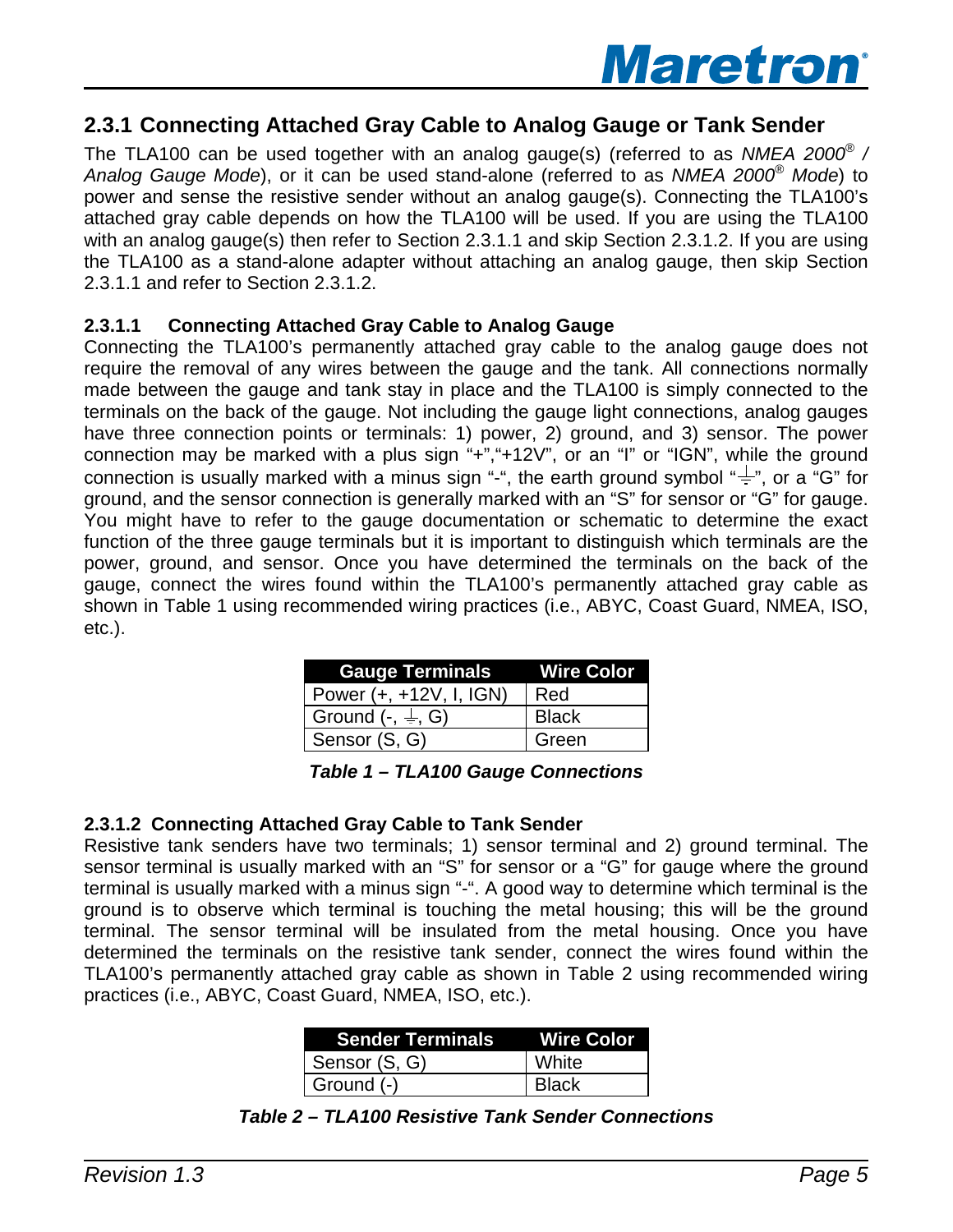## 2.3.1 Connecting Attached Gray Cable to Analog Gauge or Tank Sender

The TLA100 can be used together with an analog gauge(s) (referred to as *NMEA 2000® / Analog Gauge Mode*), or it can be used stand-alone (referred to as *NMEA 2000® Mode*) to power and sense the resistive sender without an analog gauge(s). Connecting the TLA100's attached gray cable depends on how the TLA100 will be used. If you are using the TLA100 with an analog gauge(s) then refer to Section 2.3.1.1 and skip Section 2.3.1.2. If you are using the TLA100 as a stand-alone adapter without attaching an analog gauge, then skip Section 2.3.1.1 and refer to Section 2.3.1.2.

### 2.3.1.1 Connecting Attached Gray Cable to Analog Gauge

Connecting the TLA100's permanently attached gray cable to the analog gauge does not require the removal of any wires between the gauge and the tank. All connections normally made between the gauge and tank stay in place and the TLA100 is simply connected to the terminals on the back of the gauge. Not including the gauge light connections, analog gauges have three connection points or terminals: 1) power, 2) ground, and 3) sensor. The power connection may be marked with a plus sign "+","+12V", or an "I" or "IGN", while the ground connection is usually marked with a minus sign "-", the earth ground symbol "⏚", or a "G" for ground, and the sensor connection is generally marked with an "S" for sensor or "G" for gauge. You might have to refer to the gauge documentation or schematic to determine the exact function of the three gauge terminals but it is important to distinguish which terminals are the power, ground, and sensor. Once you have determined the terminals on the back of the gauge, connect the wires found within the TLA100's permanently attached gray cable as shown in Table 1 using recommended wiring practices (i.e., ABYC, Coast Guard, NMEA, ISO, etc.).

| Gauge Terminals | Wire Color |
|---|---|
| Power (+, +12V, I, IGN) | Red |
| Ground (-, ⏚, G) | Black |
| Sensor (S, G) | Green |

***Table 1 – TLA100 Gauge Connections***

### 2.3.1.2 Connecting Attached Gray Cable to Tank Sender

Resistive tank senders have two terminals; 1) sensor terminal and 2) ground terminal. The sensor terminal is usually marked with an "S" for sensor or a "G" for gauge where the ground terminal is usually marked with a minus sign "-". A good way to determine which terminal is the ground is to observe which terminal is touching the metal housing; this will be the ground terminal. The sensor terminal will be insulated from the metal housing. Once you have determined the terminals on the resistive tank sender, connect the wires found within the TLA100's permanently attached gray cable as shown in Table 2 using recommended wiring practices (i.e., ABYC, Coast Guard, NMEA, ISO, etc.).

| Sender Terminals | Wire Color |
|---|---|
| Sensor (S, G) | White |
| Ground (-) | Black |

***Table 2 – TLA100 Resistive Tank Sender Connections***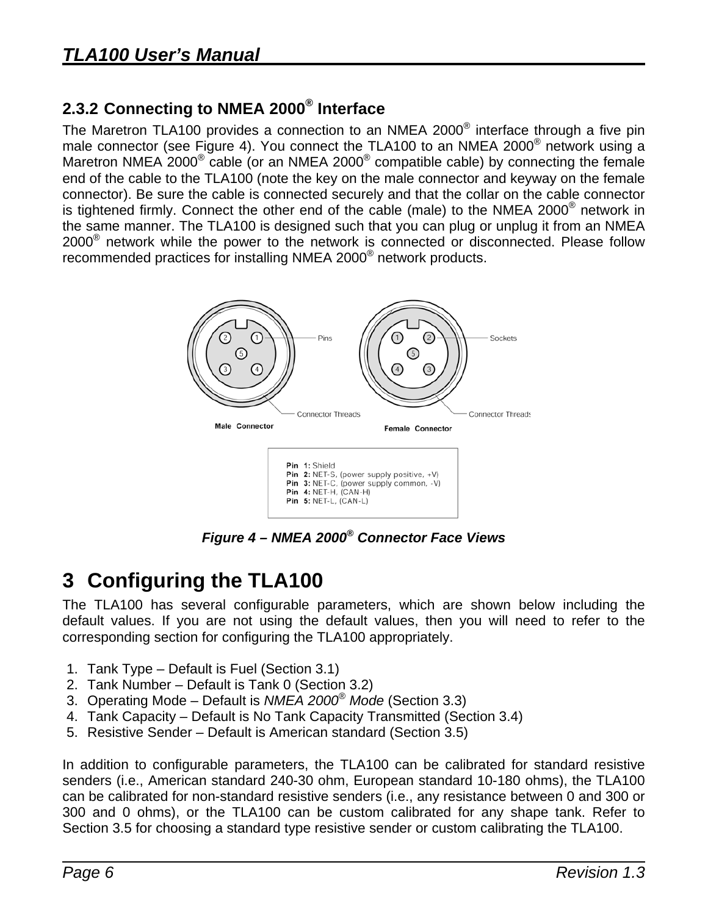## 2.3.2 Connecting to NMEA 2000® Interface

The Maretron TLA100 provides a connection to an NMEA 2000® interface through a five pin male connector (see Figure 4). You connect the TLA100 to an NMEA 2000® network using a Maretron NMEA 2000® cable (or an NMEA 2000® compatible cable) by connecting the female end of the cable to the TLA100 (note the key on the male connector and keyway on the female connector). Be sure the cable is connected securely and that the collar on the cable connector is tightened firmly. Connect the other end of the cable (male) to the NMEA 2000® network in the same manner. The TLA100 is designed such that you can plug or unplug it from an NMEA 2000® network while the power to the network is connected or disconnected. Please follow recommended practices for installing NMEA 2000® network products.

Pin 1: Shield
Pin 2: NET-S, (power supply positive, +V)
Pin 3: NET-C, (power supply common, -V)
Pin 4: NET-H, (CAN-H)
Pin 5: NET-L, (CAN-L)

*Figure 4 – NMEA 2000® Connector Face Views*

# 3 Configuring the TLA100

The TLA100 has several configurable parameters, which are shown below including the default values. If you are not using the default values, then you will need to refer to the corresponding section for configuring the TLA100 appropriately.

1. Tank Type – Default is Fuel (Section 3.1)
2. Tank Number – Default is Tank 0 (Section 3.2)
3. Operating Mode – Default is *NMEA 2000® Mode* (Section 3.3)
4. Tank Capacity – Default is No Tank Capacity Transmitted (Section 3.4)
5. Resistive Sender – Default is American standard (Section 3.5)

In addition to configurable parameters, the TLA100 can be calibrated for standard resistive senders (i.e., American standard 240-30 ohm, European standard 10-180 ohms), the TLA100 can be calibrated for non-standard resistive senders (i.e., any resistance between 0 and 300 or 300 and 0 ohms), or the TLA100 can be custom calibrated for any shape tank. Refer to Section 3.5 for choosing a standard type resistive sender or custom calibrating the TLA100.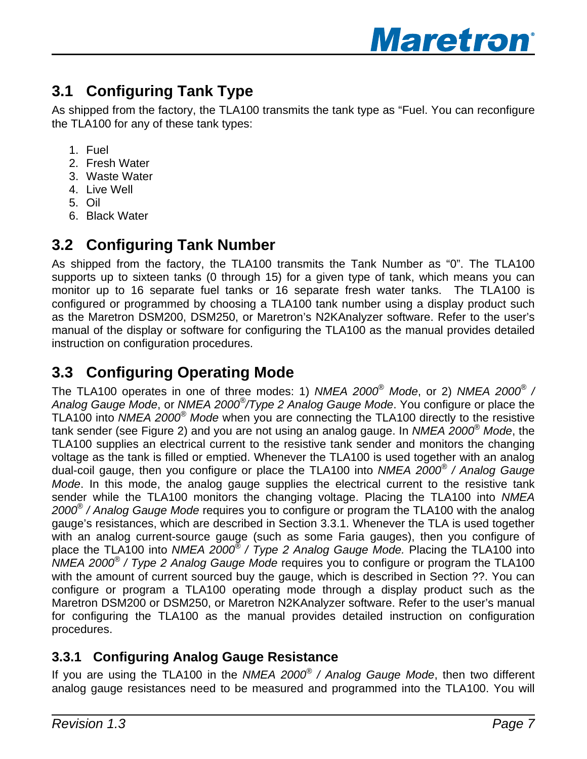## 3.1 Configuring Tank Type

As shipped from the factory, the TLA100 transmits the tank type as "Fuel. You can reconfigure the TLA100 for any of these tank types:

1. Fuel
2. Fresh Water
3. Waste Water
4. Live Well
5. Oil
6. Black Water

## 3.2 Configuring Tank Number

As shipped from the factory, the TLA100 transmits the Tank Number as "0". The TLA100 supports up to sixteen tanks (0 through 15) for a given type of tank, which means you can monitor up to 16 separate fuel tanks or 16 separate fresh water tanks. The TLA100 is configured or programmed by choosing a TLA100 tank number using a display product such as the Maretron DSM200, DSM250, or Maretron's N2KAnalyzer software. Refer to the user's manual of the display or software for configuring the TLA100 as the manual provides detailed instruction on configuration procedures.

## 3.3 Configuring Operating Mode

The TLA100 operates in one of three modes: 1) *NMEA 2000® Mode*, or 2) *NMEA 2000® / Analog Gauge Mode*, or *NMEA 2000®/Type 2 Analog Gauge Mode*. You configure or place the TLA100 into *NMEA 2000® Mode* when you are connecting the TLA100 directly to the resistive tank sender (see Figure 2) and you are not using an analog gauge. In *NMEA 2000® Mode*, the TLA100 supplies an electrical current to the resistive tank sender and monitors the changing voltage as the tank is filled or emptied. Whenever the TLA100 is used together with an analog dual-coil gauge, then you configure or place the TLA100 into *NMEA 2000® / Analog Gauge Mode*. In this mode, the analog gauge supplies the electrical current to the resistive tank sender while the TLA100 monitors the changing voltage. Placing the TLA100 into *NMEA 2000® / Analog Gauge Mode* requires you to configure or program the TLA100 with the analog gauge's resistances, which are described in Section 3.3.1. Whenever the TLA is used together with an analog current-source gauge (such as some Faria gauges), then you configure of place the TLA100 into *NMEA 2000® / Type 2 Analog Gauge Mode.* Placing the TLA100 into *NMEA 2000® / Type 2 Analog Gauge Mode* requires you to configure or program the TLA100 with the amount of current sourced buy the gauge, which is described in Section ??. You can configure or program a TLA100 operating mode through a display product such as the Maretron DSM200 or DSM250, or Maretron N2KAnalyzer software. Refer to the user's manual for configuring the TLA100 as the manual provides detailed instruction on configuration procedures.

### 3.3.1 Configuring Analog Gauge Resistance

If you are using the TLA100 in the *NMEA 2000® / Analog Gauge Mode*, then two different analog gauge resistances need to be measured and programmed into the TLA100. You will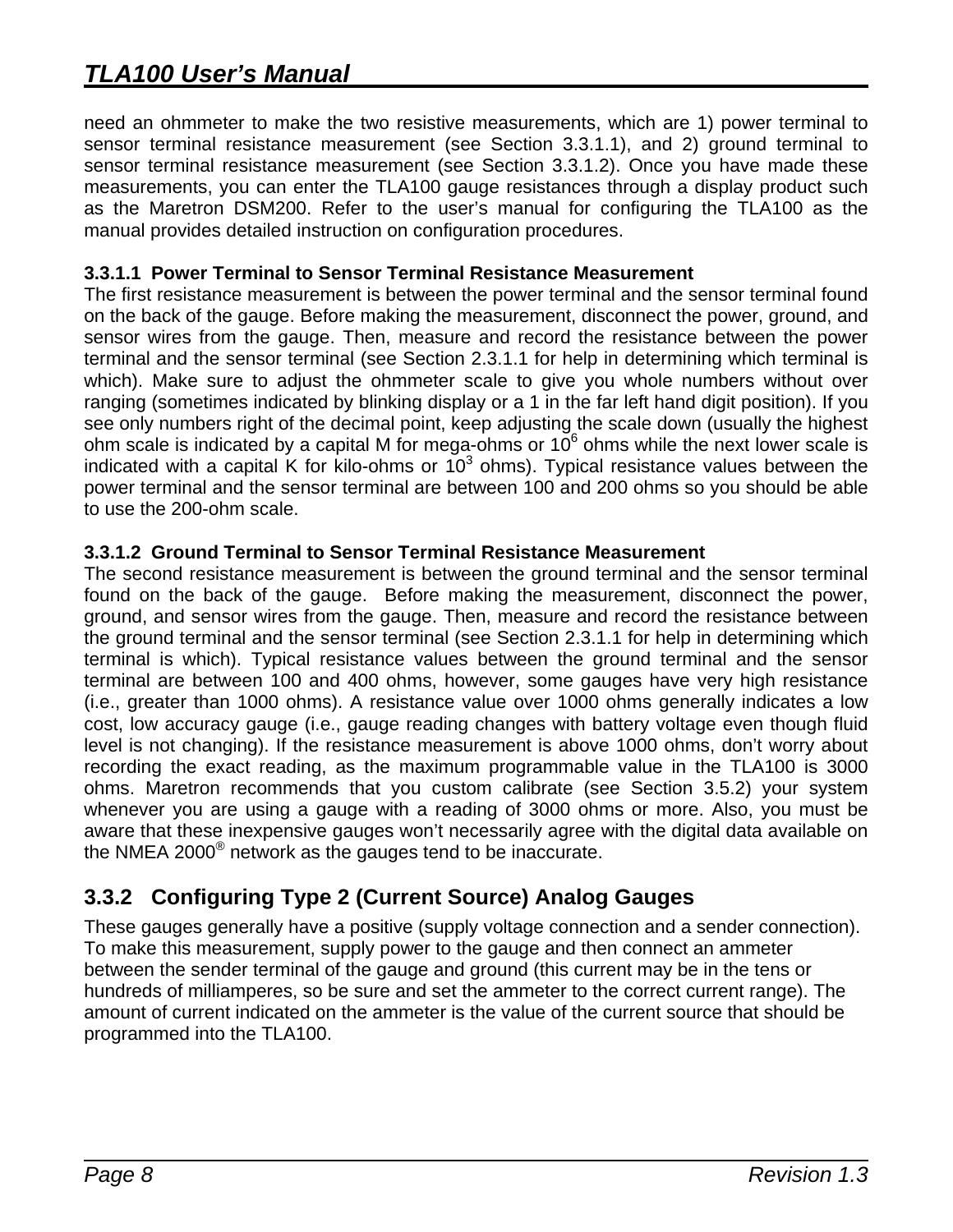need an ohmmeter to make the two resistive measurements, which are 1) power terminal to sensor terminal resistance measurement (see Section 3.3.1.1), and 2) ground terminal to sensor terminal resistance measurement (see Section 3.3.1.2). Once you have made these measurements, you can enter the TLA100 gauge resistances through a display product such as the Maretron DSM200. Refer to the user's manual for configuring the TLA100 as the manual provides detailed instruction on configuration procedures.

#### 3.3.1.1 Power Terminal to Sensor Terminal Resistance Measurement

The first resistance measurement is between the power terminal and the sensor terminal found on the back of the gauge. Before making the measurement, disconnect the power, ground, and sensor wires from the gauge. Then, measure and record the resistance between the power terminal and the sensor terminal (see Section 2.3.1.1 for help in determining which terminal is which). Make sure to adjust the ohmmeter scale to give you whole numbers without over ranging (sometimes indicated by blinking display or a 1 in the far left hand digit position). If you see only numbers right of the decimal point, keep adjusting the scale down (usually the highest ohm scale is indicated by a capital M for mega-ohms or $10^6$ ohms while the next lower scale is indicated with a capital K for kilo-ohms or $10^3$ ohms). Typical resistance values between the power terminal and the sensor terminal are between 100 and 200 ohms so you should be able to use the 200-ohm scale.

#### 3.3.1.2 Ground Terminal to Sensor Terminal Resistance Measurement

The second resistance measurement is between the ground terminal and the sensor terminal found on the back of the gauge. Before making the measurement, disconnect the power, ground, and sensor wires from the gauge. Then, measure and record the resistance between the ground terminal and the sensor terminal (see Section 2.3.1.1 for help in determining which terminal is which). Typical resistance values between the ground terminal and the sensor terminal are between 100 and 400 ohms, however, some gauges have very high resistance (i.e., greater than 1000 ohms). A resistance value over 1000 ohms generally indicates a low cost, low accuracy gauge (i.e., gauge reading changes with battery voltage even though fluid level is not changing). If the resistance measurement is above 1000 ohms, don't worry about recording the exact reading, as the maximum programmable value in the TLA100 is 3000 ohms. Maretron recommends that you custom calibrate (see Section 3.5.2) your system whenever you are using a gauge with a reading of 3000 ohms or more. Also, you must be aware that these inexpensive gauges won't necessarily agree with the digital data available on the NMEA 2000® network as the gauges tend to be inaccurate.

### 3.3.2 Configuring Type 2 (Current Source) Analog Gauges

These gauges generally have a positive (supply voltage connection and a sender connection). To make this measurement, supply power to the gauge and then connect an ammeter between the sender terminal of the gauge and ground (this current may be in the tens or hundreds of milliamperes, so be sure and set the ammeter to the correct current range). The amount of current indicated on the ammeter is the value of the current source that should be programmed into the TLA100.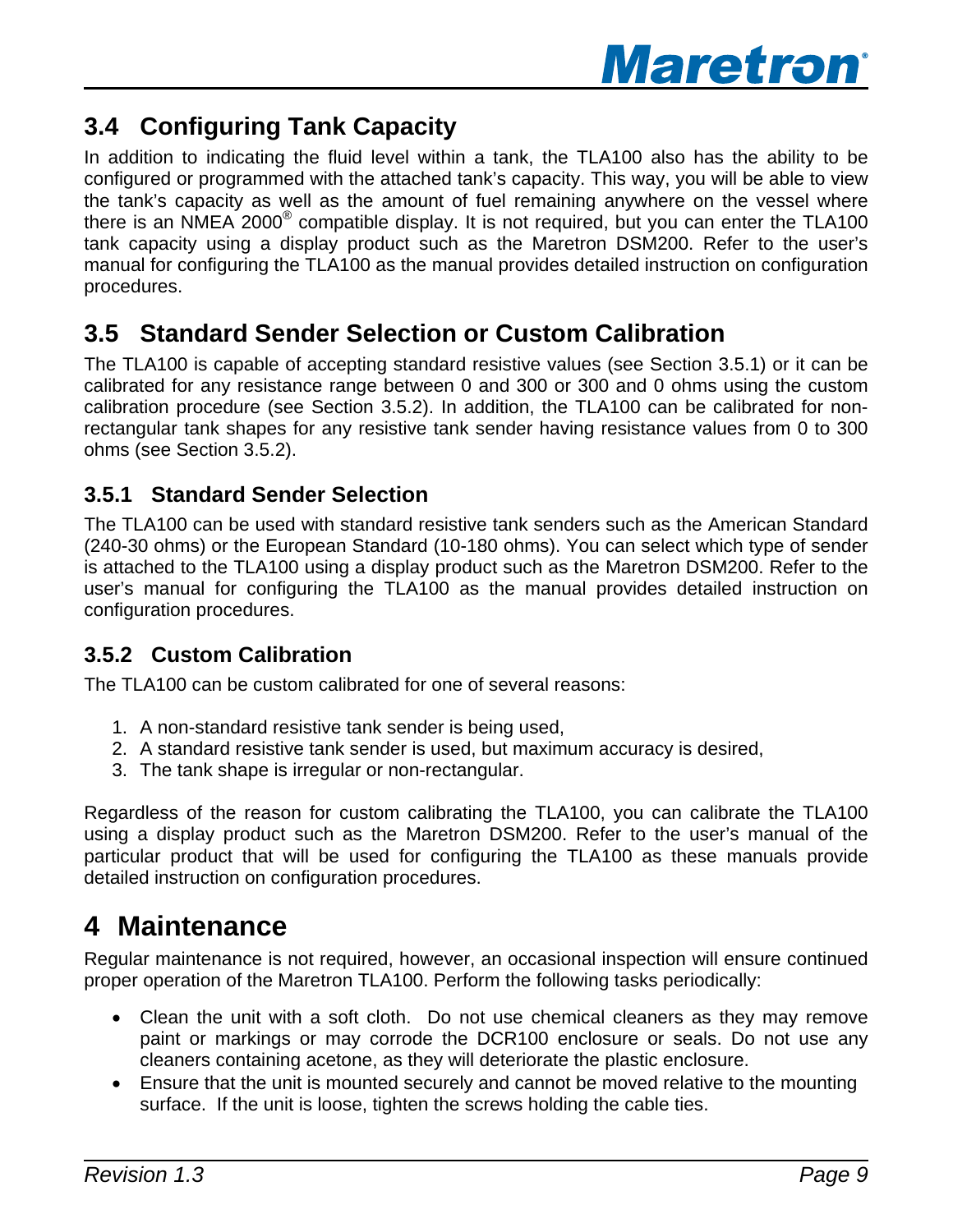## 3.4 Configuring Tank Capacity

In addition to indicating the fluid level within a tank, the TLA100 also has the ability to be configured or programmed with the attached tank's capacity. This way, you will be able to view the tank's capacity as well as the amount of fuel remaining anywhere on the vessel where there is an NMEA 2000® compatible display. It is not required, but you can enter the TLA100 tank capacity using a display product such as the Maretron DSM200. Refer to the user's manual for configuring the TLA100 as the manual provides detailed instruction on configuration procedures.

## 3.5 Standard Sender Selection or Custom Calibration

The TLA100 is capable of accepting standard resistive values (see Section 3.5.1) or it can be calibrated for any resistance range between 0 and 300 or 300 and 0 ohms using the custom calibration procedure (see Section 3.5.2). In addition, the TLA100 can be calibrated for non-rectangular tank shapes for any resistive tank sender having resistance values from 0 to 300 ohms (see Section 3.5.2).

### 3.5.1 Standard Sender Selection

The TLA100 can be used with standard resistive tank senders such as the American Standard (240-30 ohms) or the European Standard (10-180 ohms). You can select which type of sender is attached to the TLA100 using a display product such as the Maretron DSM200. Refer to the user's manual for configuring the TLA100 as the manual provides detailed instruction on configuration procedures.

### 3.5.2 Custom Calibration

The TLA100 can be custom calibrated for one of several reasons:

1. A non-standard resistive tank sender is being used,
2. A standard resistive tank sender is used, but maximum accuracy is desired,
3. The tank shape is irregular or non-rectangular.

Regardless of the reason for custom calibrating the TLA100, you can calibrate the TLA100 using a display product such as the Maretron DSM200. Refer to the user's manual of the particular product that will be used for configuring the TLA100 as these manuals provide detailed instruction on configuration procedures.

# 4 Maintenance

Regular maintenance is not required, however, an occasional inspection will ensure continued proper operation of the Maretron TLA100. Perform the following tasks periodically:

- Clean the unit with a soft cloth. Do not use chemical cleaners as they may remove paint or markings or may corrode the DCR100 enclosure or seals. Do not use any cleaners containing acetone, as they will deteriorate the plastic enclosure.
- Ensure that the unit is mounted securely and cannot be moved relative to the mounting surface. If the unit is loose, tighten the screws holding the cable ties.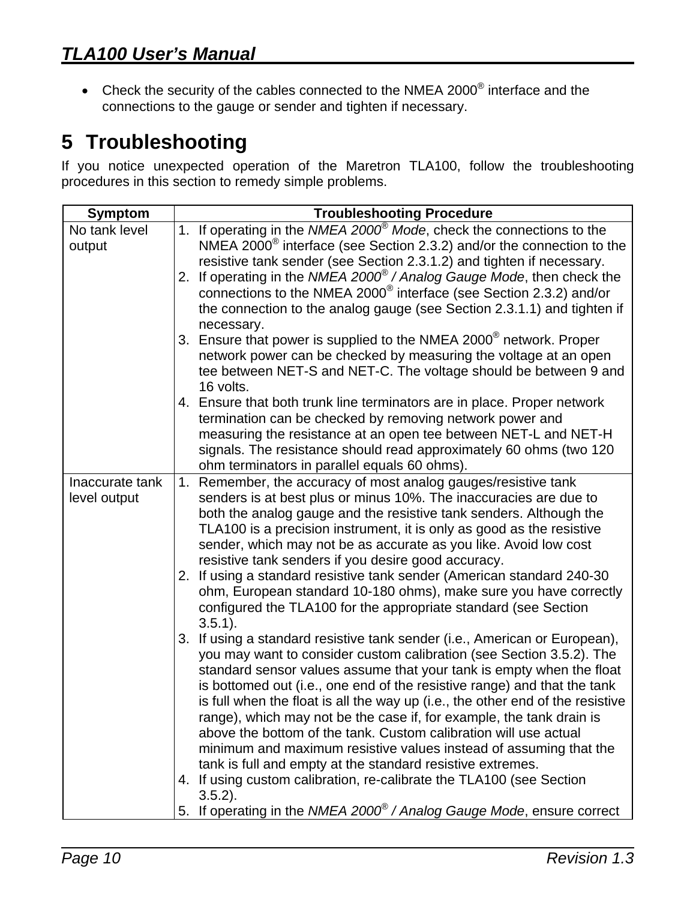- Check the security of the cables connected to the NMEA 2000® interface and the connections to the gauge or sender and tighten if necessary.

# 5 Troubleshooting

If you notice unexpected operation of the Maretron TLA100, follow the troubleshooting procedures in this section to remedy simple problems.

| Symptom | Troubleshooting Procedure |
|---|---|
| No tank level output | 1. If operating in the *NMEA 2000® Mode*, check the connections to the NMEA 2000® interface (see Section 2.3.2) and/or the connection to the resistive tank sender (see Section 2.3.1.2) and tighten if necessary.<br>2. If operating in the *NMEA 2000® / Analog Gauge Mode*, then check the connections to the NMEA 2000® interface (see Section 2.3.2) and/or the connection to the analog gauge (see Section 2.3.1.1) and tighten if necessary.<br>3. Ensure that power is supplied to the NMEA 2000® network. Proper network power can be checked by measuring the voltage at an open tee between NET-S and NET-C. The voltage should be between 9 and 16 volts.<br>4. Ensure that both trunk line terminators are in place. Proper network termination can be checked by removing network power and measuring the resistance at an open tee between NET-L and NET-H signals. The resistance should read approximately 60 ohms (two 120 ohm terminators in parallel equals 60 ohms). |
| Inaccurate tank level output | 1. Remember, the accuracy of most analog gauges/resistive tank senders is at best plus or minus 10%. The inaccuracies are due to both the analog gauge and the resistive tank senders. Although the TLA100 is a precision instrument, it is only as good as the resistive sender, which may not be as accurate as you like. Avoid low cost resistive tank senders if you desire good accuracy.<br>2. If using a standard resistive tank sender (American standard 240-30 ohm, European standard 10-180 ohms), make sure you have correctly configured the TLA100 for the appropriate standard (see Section 3.5.1).<br>3. If using a standard resistive tank sender (i.e., American or European), you may want to consider custom calibration (see Section 3.5.2). The standard sensor values assume that your tank is empty when the float is bottomed out (i.e., one end of the resistive range) and that the tank is full when the float is all the way up (i.e., the other end of the resistive range), which may not be the case if, for example, the tank drain is above the bottom of the tank. Custom calibration will use actual minimum and maximum resistive values instead of assuming that the tank is full and empty at the standard resistive extremes.<br>4. If using custom calibration, re-calibrate the TLA100 (see Section 3.5.2).<br>5. If operating in the *NMEA 2000® / Analog Gauge Mode*, ensure correct |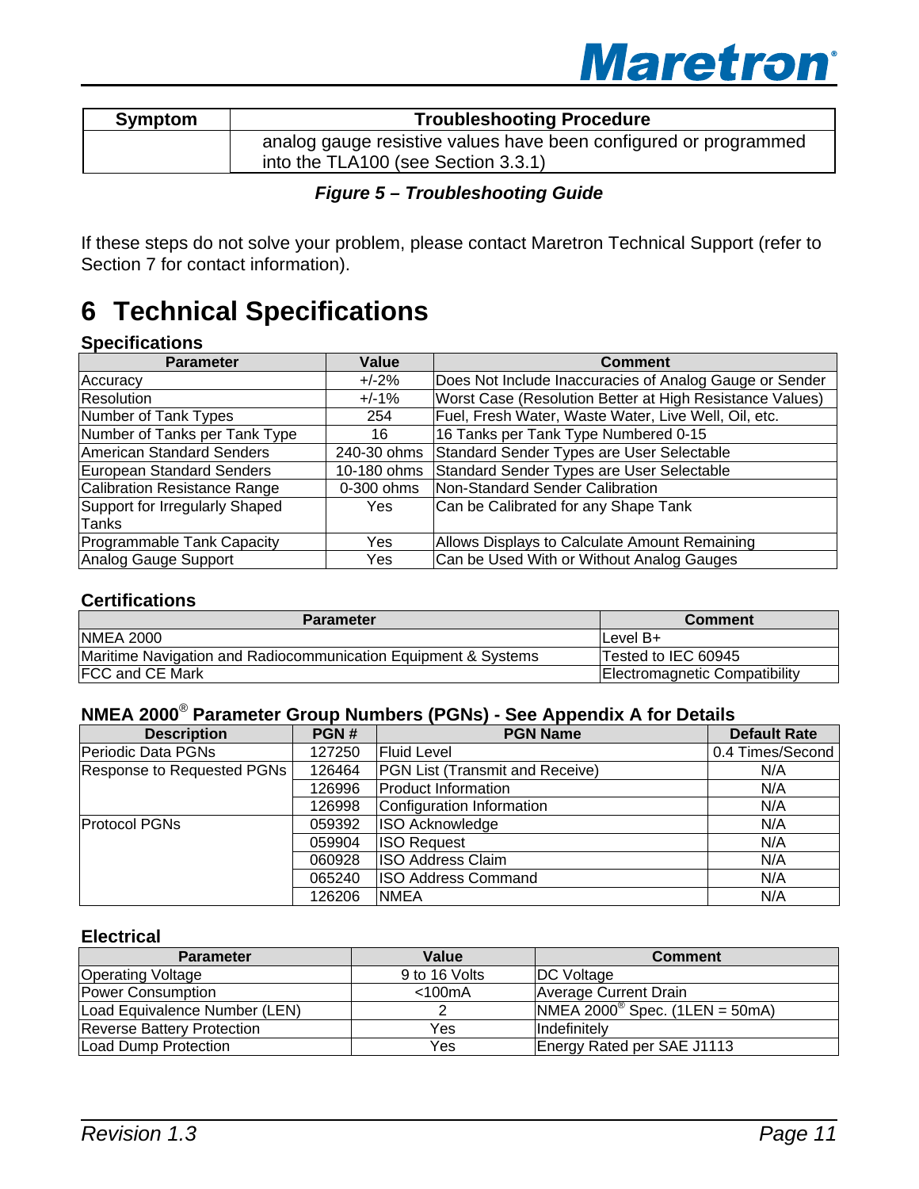| Symptom | Troubleshooting Procedure |
|---|---|
| | analog gauge resistive values have been configured or programmed into the TLA100 (see Section 3.3.1) |

***Figure 5 – Troubleshooting Guide***

If these steps do not solve your problem, please contact Maretron Technical Support (refer to Section 7 for contact information).

# 6 Technical Specifications

### Specifications

| Parameter | Value | Comment |
|---|---|---|
| Accuracy | +/-2% | Does Not Include Inaccuracies of Analog Gauge or Sender |
| Resolution | +/-1% | Worst Case (Resolution Better at High Resistance Values) |
| Number of Tank Types | 254 | Fuel, Fresh Water, Waste Water, Live Well, Oil, etc. |
| Number of Tanks per Tank Type | 16 | 16 Tanks per Tank Type Numbered 0-15 |
| American Standard Senders | 240-30 ohms | Standard Sender Types are User Selectable |
| European Standard Senders | 10-180 ohms | Standard Sender Types are User Selectable |
| Calibration Resistance Range | 0-300 ohms | Non-Standard Sender Calibration |
| Support for Irregularly Shaped Tanks | Yes | Can be Calibrated for any Shape Tank |
| Programmable Tank Capacity | Yes | Allows Displays to Calculate Amount Remaining |
| Analog Gauge Support | Yes | Can be Used With or Without Analog Gauges |

### Certifications

| Parameter | Comment |
|---|---|
| NMEA 2000 | Level B+ |
| Maritime Navigation and Radiocommunication Equipment & Systems | Tested to IEC 60945 |
| FCC and CE Mark | Electromagnetic Compatibility |

### NMEA 2000® Parameter Group Numbers (PGNs) - See Appendix A for Details

| Description | PGN # | PGN Name | Default Rate |
|---|---|---|---|
| Periodic Data PGNs | 127250 | Fluid Level | 0.4 Times/Second |
| Response to Requested PGNs | 126464 | PGN List (Transmit and Receive) | N/A |
| | 126996 | Product Information | N/A |
| | 126998 | Configuration Information | N/A |
| Protocol PGNs | 059392 | ISO Acknowledge | N/A |
| | 059904 | ISO Request | N/A |
| | 060928 | ISO Address Claim | N/A |
| | 065240 | ISO Address Command | N/A |
| | 126206 | NMEA | N/A |

### Electrical

| Parameter | Value | Comment |
|---|---|---|
| Operating Voltage | 9 to 16 Volts | DC Voltage |
| Power Consumption | <100mA | Average Current Drain |
| Load Equivalence Number (LEN) | 2 | NMEA 2000® Spec. (1LEN = 50mA) |
| Reverse Battery Protection | Yes | Indefinitely |
| Load Dump Protection | Yes | Energy Rated per SAE J1113 |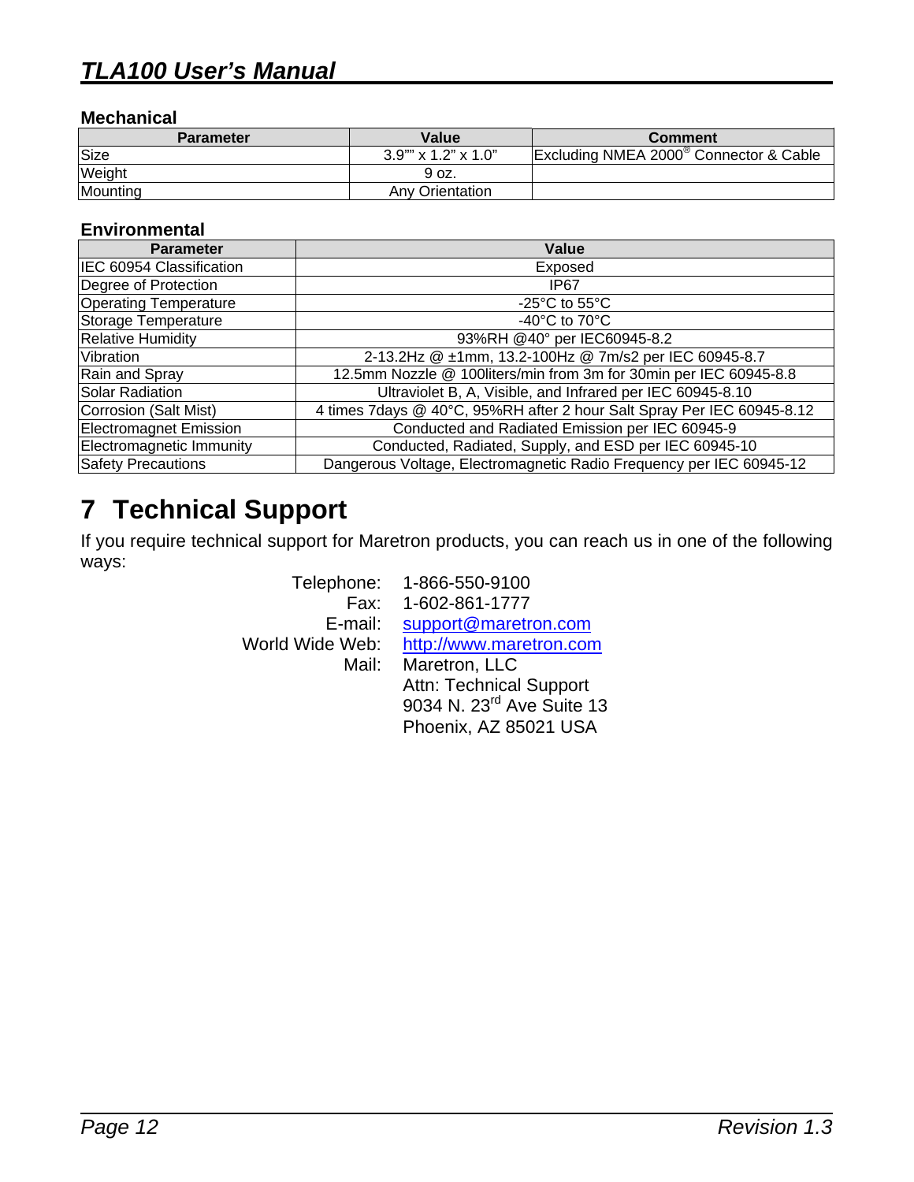### Mechanical

| Parameter | Value | Comment |
|---|---|---|
| Size | 3.9"" x 1.2" x 1.0" | Excluding NMEA 2000® Connector & Cable |
| Weight | 9 oz. | |
| Mounting | Any Orientation | |

### Environmental

| Parameter | Value |
|---|---|
| IEC 60954 Classification | Exposed |
| Degree of Protection | IP67 |
| Operating Temperature | -25°C to 55°C |
| Storage Temperature | -40°C to 70°C |
| Relative Humidity | 93%RH @40° per IEC60945-8.2 |
| Vibration | 2-13.2Hz @ ±1mm, 13.2-100Hz @ 7m/s2 per IEC 60945-8.7 |
| Rain and Spray | 12.5mm Nozzle @ 100liters/min from 3m for 30min per IEC 60945-8.8 |
| Solar Radiation | Ultraviolet B, A, Visible, and Infrared per IEC 60945-8.10 |
| Corrosion (Salt Mist) | 4 times 7days @ 40°C, 95%RH after 2 hour Salt Spray Per IEC 60945-8.12 |
| Electromagnet Emission | Conducted and Radiated Emission per IEC 60945-9 |
| Electromagnetic Immunity | Conducted, Radiated, Supply, and ESD per IEC 60945-10 |
| Safety Precautions | Dangerous Voltage, Electromagnetic Radio Frequency per IEC 60945-12 |

# 7 Technical Support

If you require technical support for Maretron products, you can reach us in one of the following ways:

Telephone: 1-866-550-9100
Fax: 1-602-861-1777
E-mail: support@maretron.com
World Wide Web: http://www.maretron.com
Mail: Maretron, LLC
Attn: Technical Support
9034 N. 23rd Ave Suite 13
Phoenix, AZ 85021 USA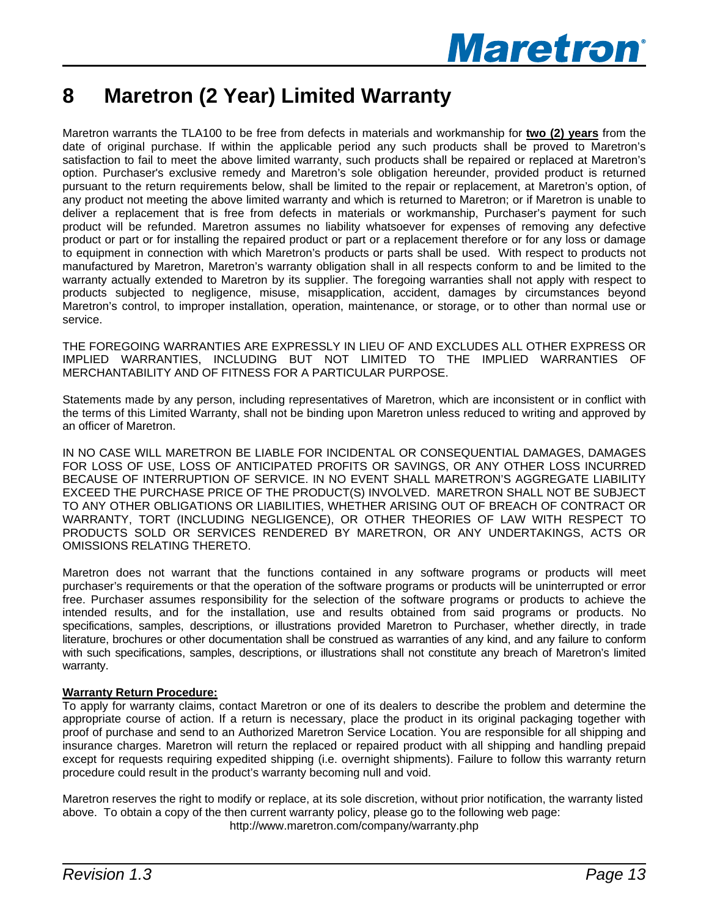# 8 Maretron (2 Year) Limited Warranty

Maretron warrants the TLA100 to be free from defects in materials and workmanship for **two (2) years** from the date of original purchase. If within the applicable period any such products shall be proved to Maretron's satisfaction to fail to meet the above limited warranty, such products shall be repaired or replaced at Maretron's option. Purchaser's exclusive remedy and Maretron's sole obligation hereunder, provided product is returned pursuant to the return requirements below, shall be limited to the repair or replacement, at Maretron's option, of any product not meeting the above limited warranty and which is returned to Maretron; or if Maretron is unable to deliver a replacement that is free from defects in materials or workmanship, Purchaser's payment for such product will be refunded. Maretron assumes no liability whatsoever for expenses of removing any defective product or part or for installing the repaired product or part or a replacement therefore or for any loss or damage to equipment in connection with which Maretron's products or parts shall be used. With respect to products not manufactured by Maretron, Maretron's warranty obligation shall in all respects conform to and be limited to the warranty actually extended to Maretron by its supplier. The foregoing warranties shall not apply with respect to products subjected to negligence, misuse, misapplication, accident, damages by circumstances beyond Maretron's control, to improper installation, operation, maintenance, or storage, or to other than normal use or service.

THE FOREGOING WARRANTIES ARE EXPRESSLY IN LIEU OF AND EXCLUDES ALL OTHER EXPRESS OR IMPLIED WARRANTIES, INCLUDING BUT NOT LIMITED TO THE IMPLIED WARRANTIES OF MERCHANTABILITY AND OF FITNESS FOR A PARTICULAR PURPOSE.

Statements made by any person, including representatives of Maretron, which are inconsistent or in conflict with the terms of this Limited Warranty, shall not be binding upon Maretron unless reduced to writing and approved by an officer of Maretron.

IN NO CASE WILL MARETRON BE LIABLE FOR INCIDENTAL OR CONSEQUENTIAL DAMAGES, DAMAGES FOR LOSS OF USE, LOSS OF ANTICIPATED PROFITS OR SAVINGS, OR ANY OTHER LOSS INCURRED BECAUSE OF INTERRUPTION OF SERVICE. IN NO EVENT SHALL MARETRON'S AGGREGATE LIABILITY EXCEED THE PURCHASE PRICE OF THE PRODUCT(S) INVOLVED. MARETRON SHALL NOT BE SUBJECT TO ANY OTHER OBLIGATIONS OR LIABILITIES, WHETHER ARISING OUT OF BREACH OF CONTRACT OR WARRANTY, TORT (INCLUDING NEGLIGENCE), OR OTHER THEORIES OF LAW WITH RESPECT TO PRODUCTS SOLD OR SERVICES RENDERED BY MARETRON, OR ANY UNDERTAKINGS, ACTS OR OMISSIONS RELATING THERETO.

Maretron does not warrant that the functions contained in any software programs or products will meet purchaser's requirements or that the operation of the software programs or products will be uninterrupted or error free. Purchaser assumes responsibility for the selection of the software programs or products to achieve the intended results, and for the installation, use and results obtained from said programs or products. No specifications, samples, descriptions, or illustrations provided Maretron to Purchaser, whether directly, in trade literature, brochures or other documentation shall be construed as warranties of any kind, and any failure to conform with such specifications, samples, descriptions, or illustrations shall not constitute any breach of Maretron's limited warranty.

**Warranty Return Procedure:**

To apply for warranty claims, contact Maretron or one of its dealers to describe the problem and determine the appropriate course of action. If a return is necessary, place the product in its original packaging together with proof of purchase and send to an Authorized Maretron Service Location. You are responsible for all shipping and insurance charges. Maretron will return the replaced or repaired product with all shipping and handling prepaid except for requests requiring expedited shipping (i.e. overnight shipments). Failure to follow this warranty return procedure could result in the product's warranty becoming null and void.

Maretron reserves the right to modify or replace, at its sole discretion, without prior notification, the warranty listed above. To obtain a copy of the then current warranty policy, please go to the following web page:

http://www.maretron.com/company/warranty.php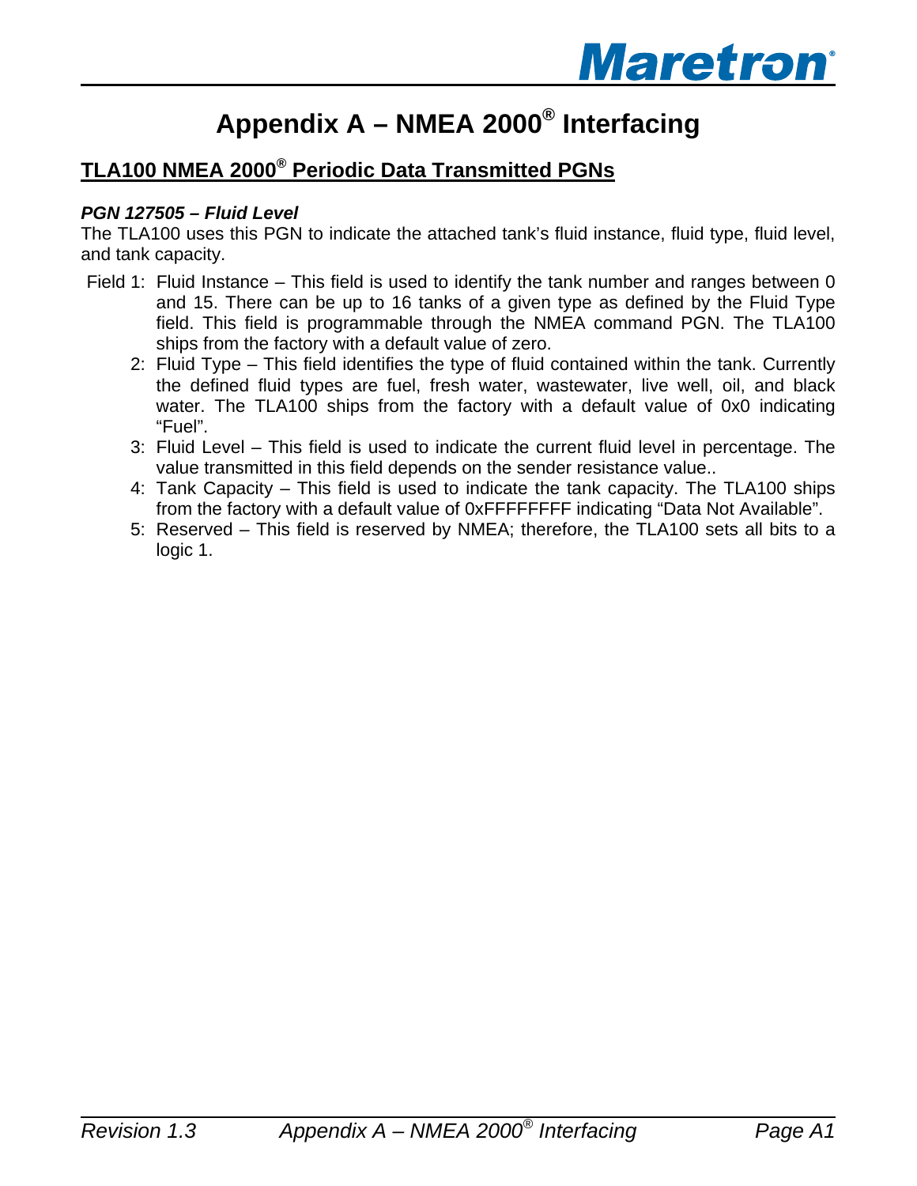# Appendix A – NMEA 2000® Interfacing

## TLA100 NMEA 2000® Periodic Data Transmitted PGNs

### *PGN 127505 – Fluid Level*

The TLA100 uses this PGN to indicate the attached tank's fluid instance, fluid type, fluid level, and tank capacity.

Field 1: Fluid Instance – This field is used to identify the tank number and ranges between 0 and 15. There can be up to 16 tanks of a given type as defined by the Fluid Type field. This field is programmable through the NMEA command PGN. The TLA100 ships from the factory with a default value of zero.

2: Fluid Type – This field identifies the type of fluid contained within the tank. Currently the defined fluid types are fuel, fresh water, wastewater, live well, oil, and black water. The TLA100 ships from the factory with a default value of 0x0 indicating "Fuel".

3: Fluid Level – This field is used to indicate the current fluid level in percentage. The value transmitted in this field depends on the sender resistance value..

4: Tank Capacity – This field is used to indicate the tank capacity. The TLA100 ships from the factory with a default value of 0xFFFFFFFF indicating "Data Not Available".

5: Reserved – This field is reserved by NMEA; therefore, the TLA100 sets all bits to a logic 1.